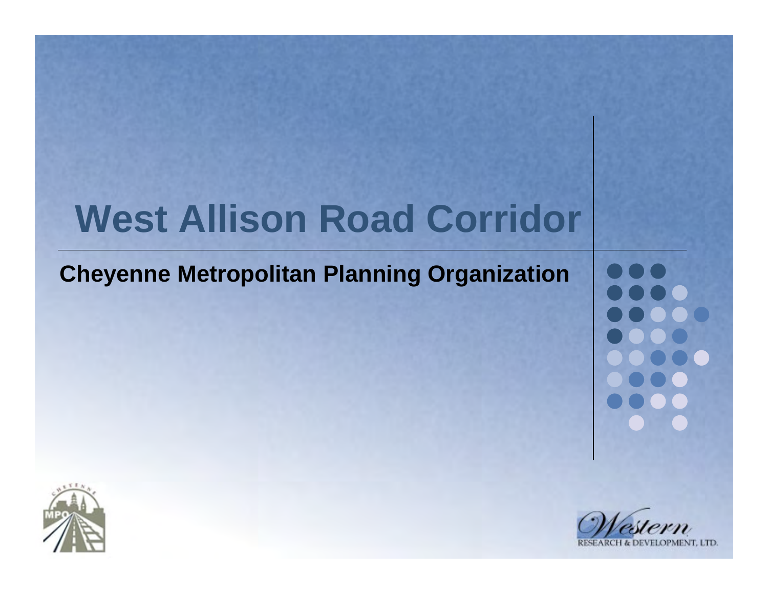# West Allison Road Corridor

## Cheyenne Metropolitan Planning Organization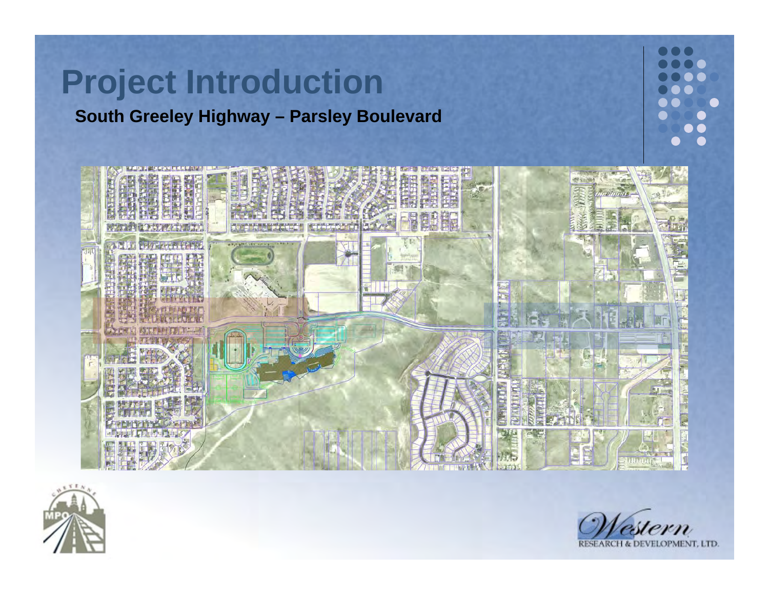# Project Introduction

**South Greeley Highway – Parsley Boulevard**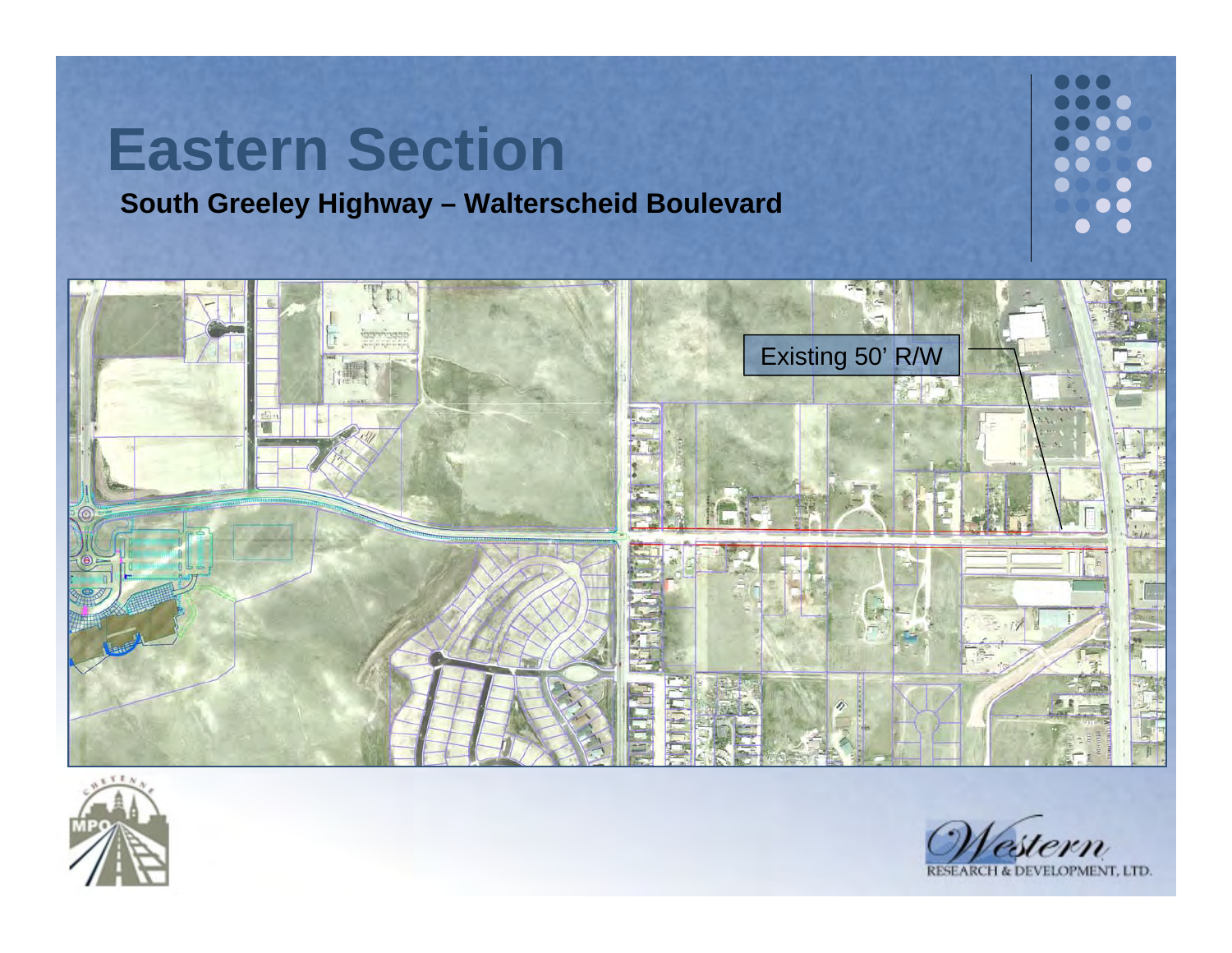# Eastern Section

**South Greeley Highway – Walterscheid Boulevard**

Existing 50' R/W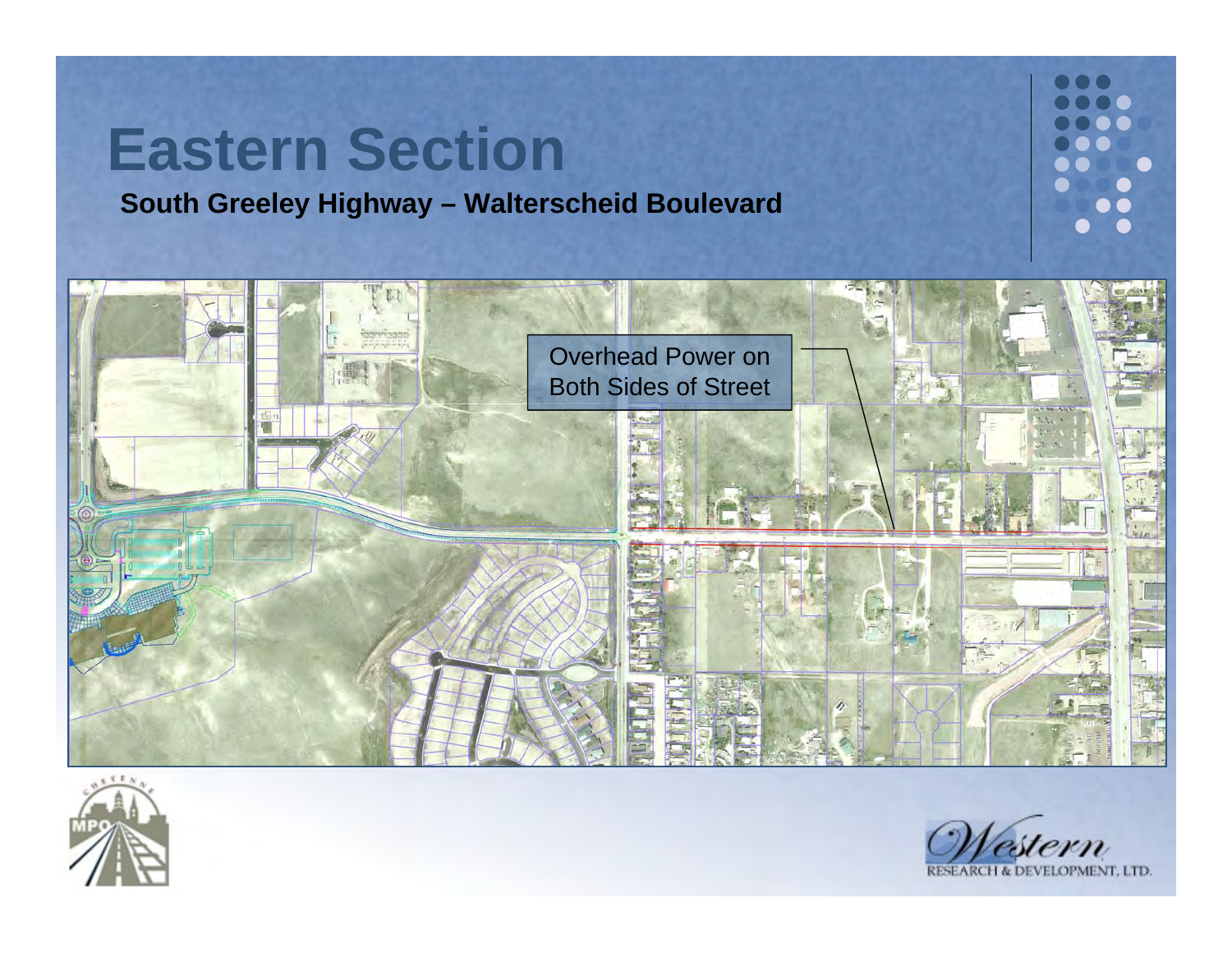# Eastern Section

**South Greeley Highway – Walterscheid Boulevard**

Overhead Power on Both Sides of Street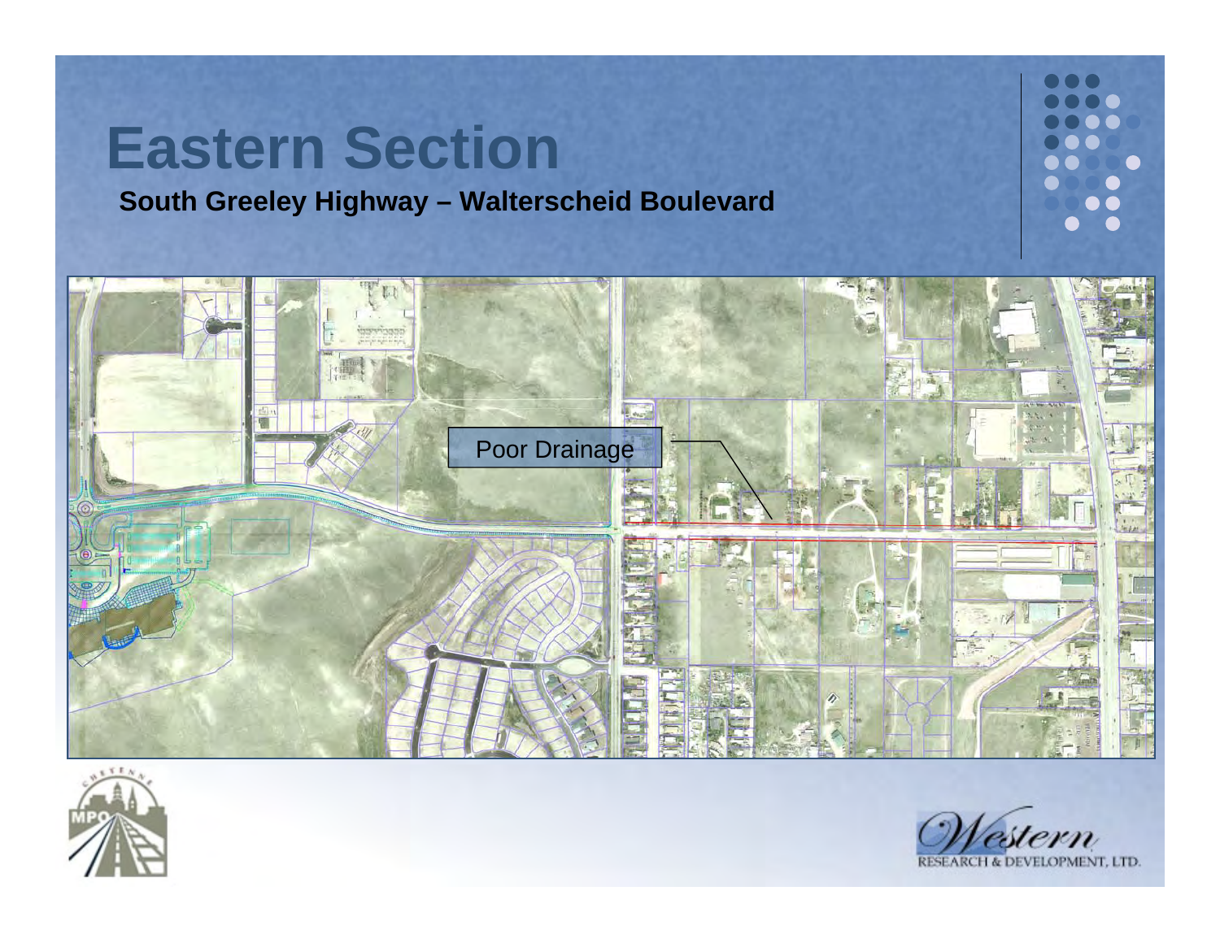# Eastern Section

**South Greeley Highway – Walterscheid Boulevard**

Poor Drainage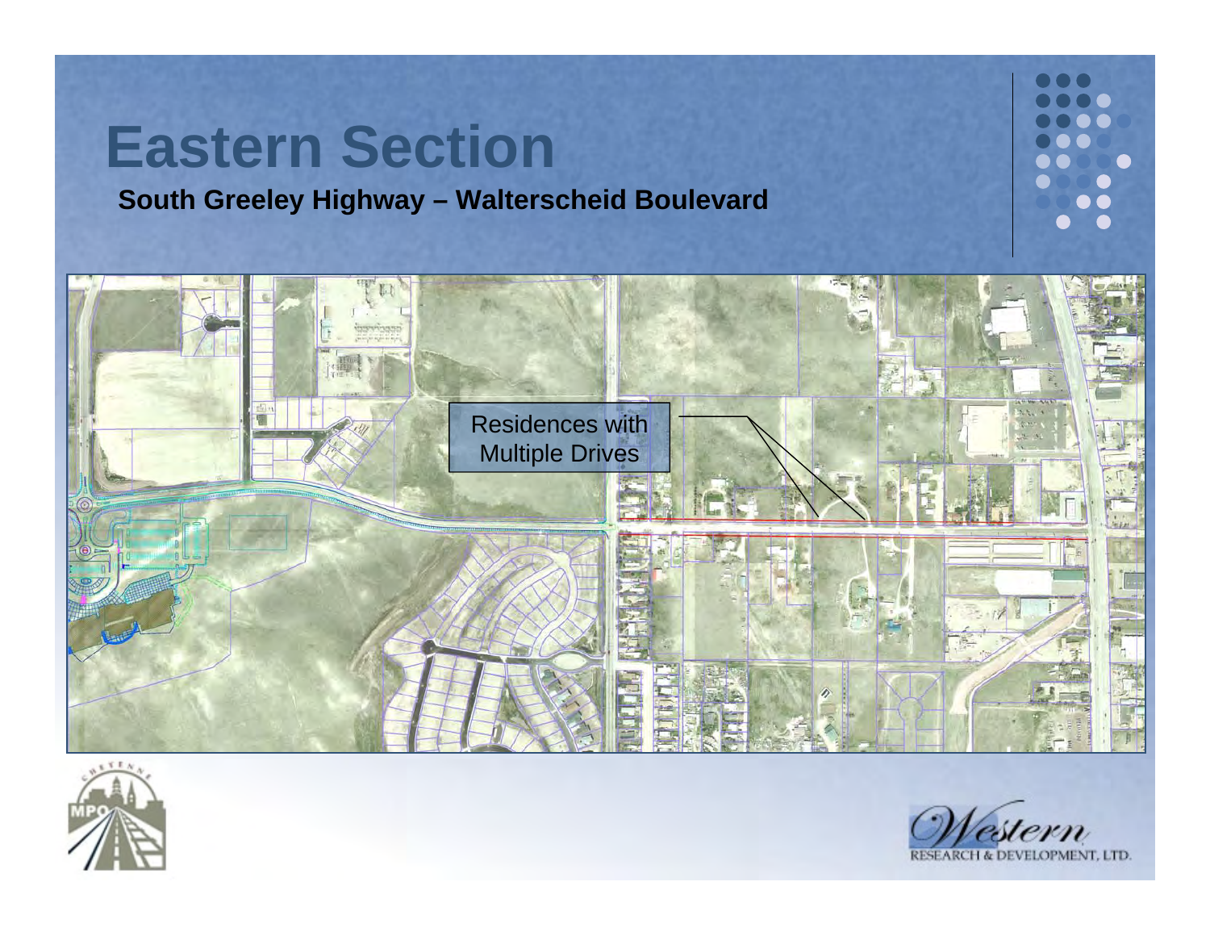# Eastern Section

**South Greeley Highway – Walterscheid Boulevard**

Residences with Multiple Drives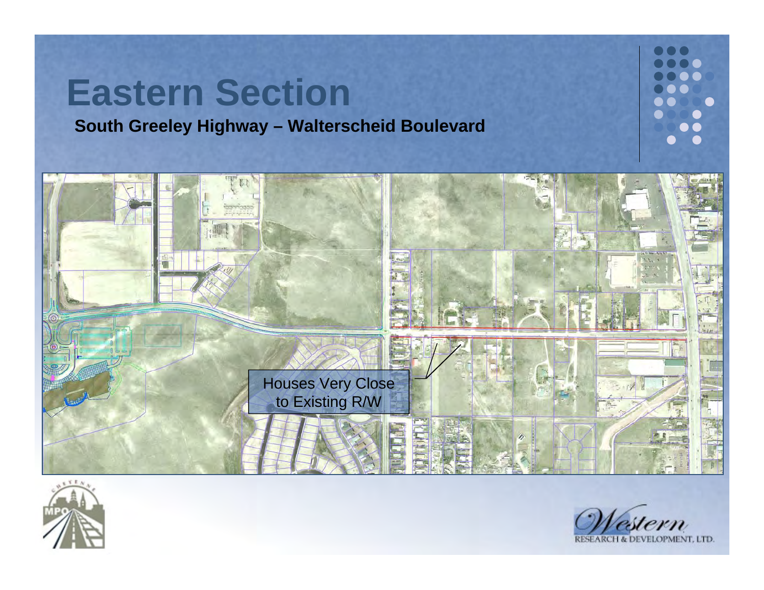# Eastern Section

**South Greeley Highway – Walterscheid Boulevard**

Houses Very Close to Existing R/W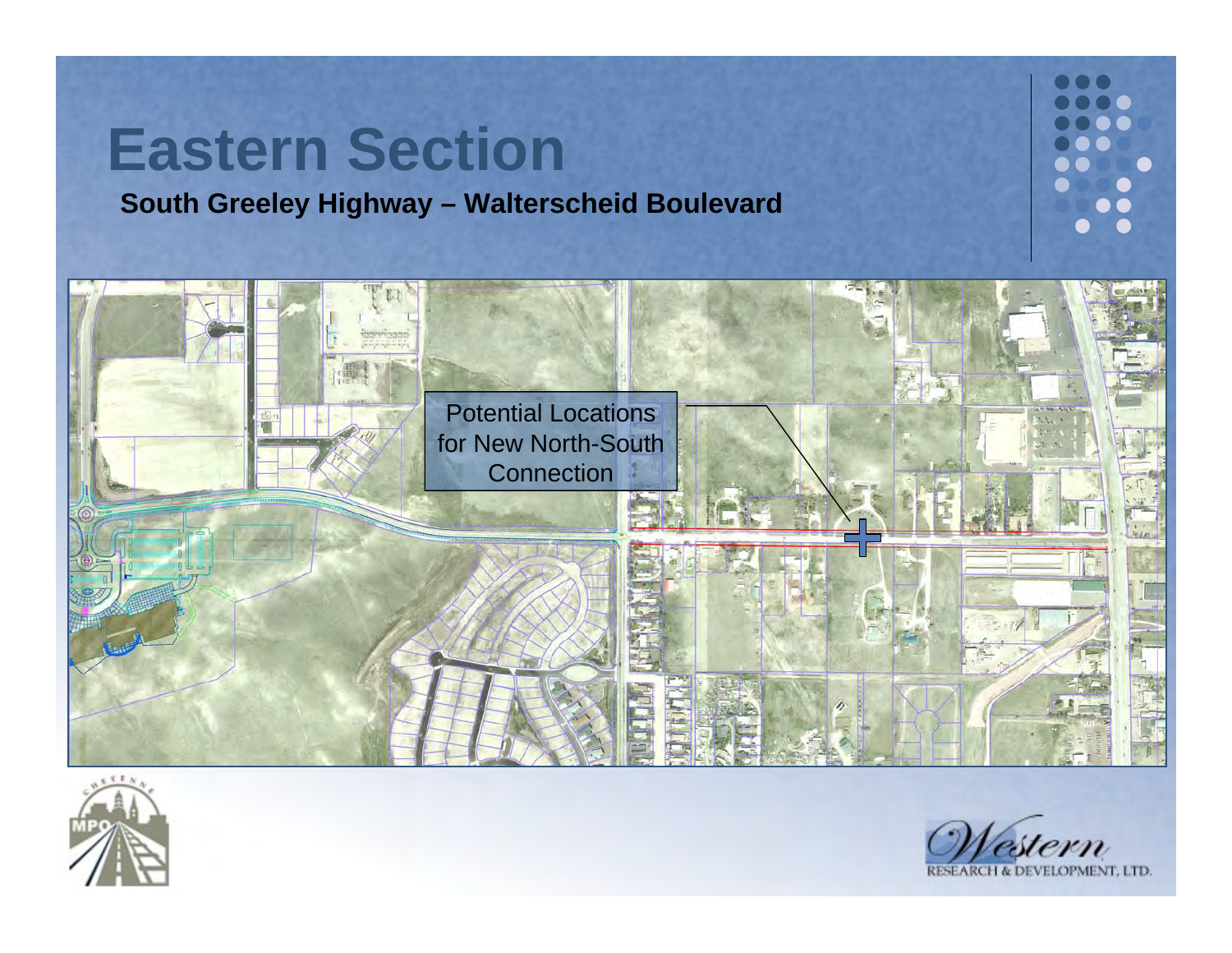# Eastern Section

**South Greeley Highway – Walterscheid Boulevard**

Potential Locations for New North-South Connection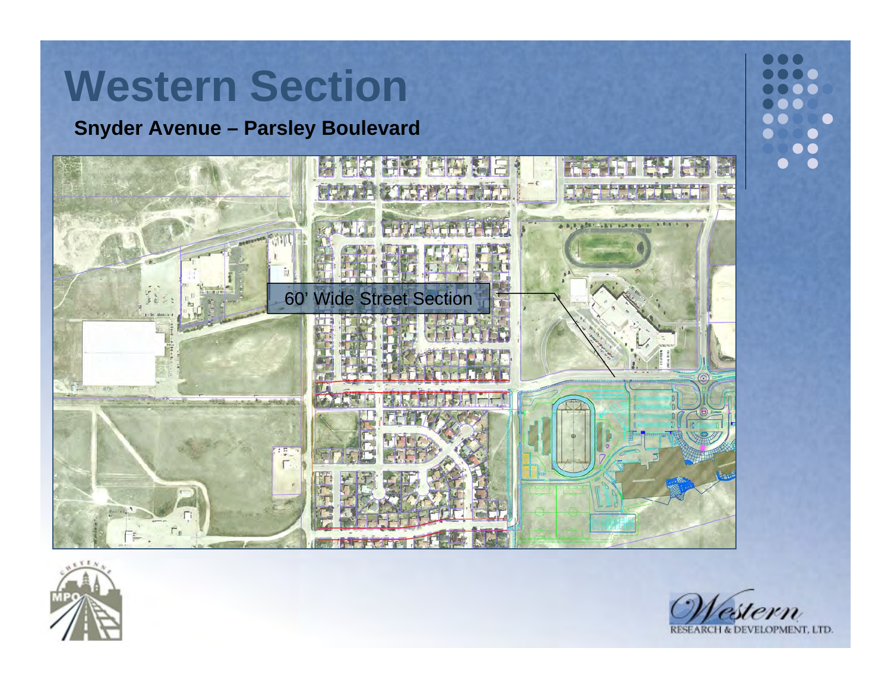# Western Section

**Snyder Avenue – Parsley Boulevard**

60' Wide Street Section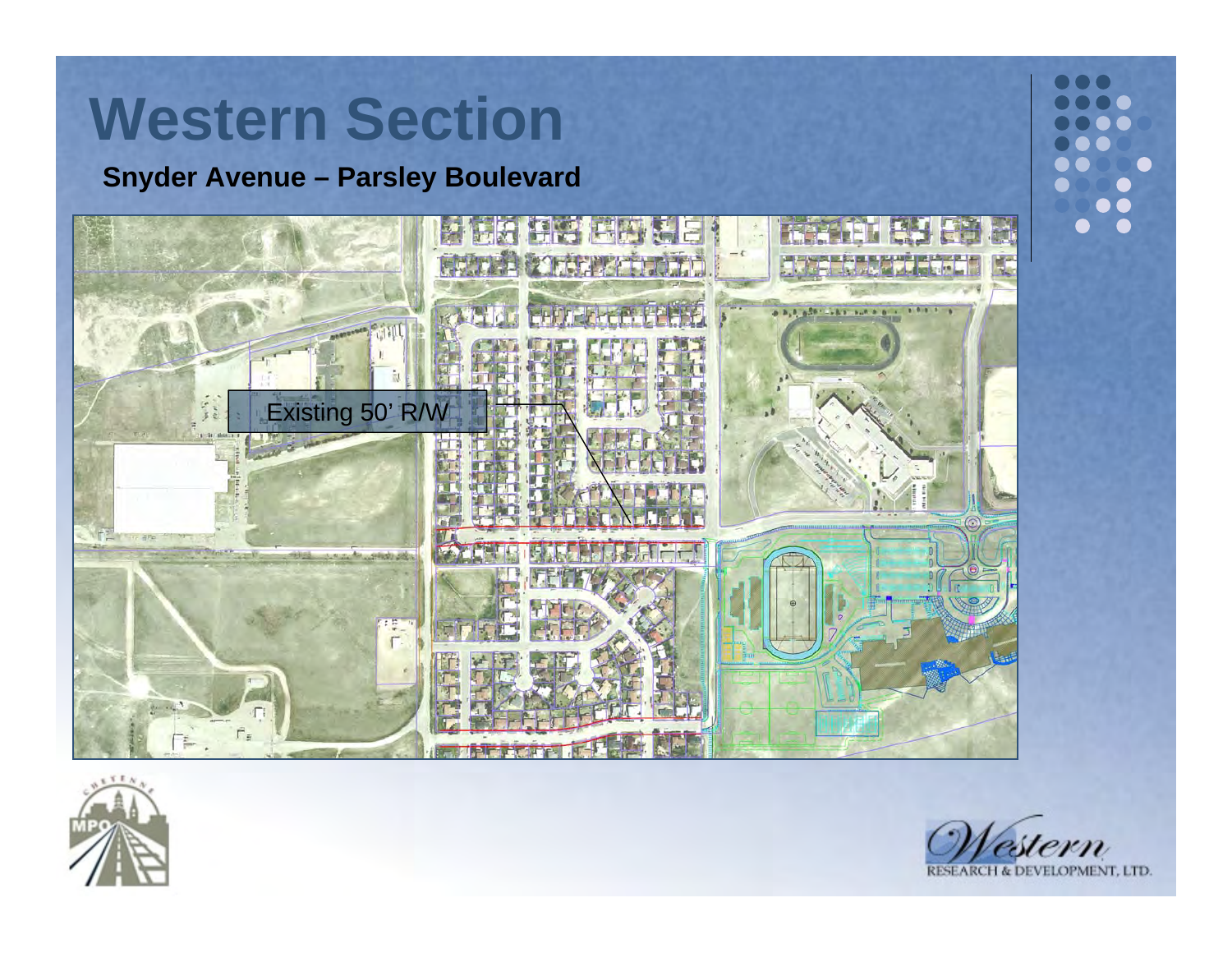# Western Section

**Snyder Avenue – Parsley Boulevard**

Existing 50' R/W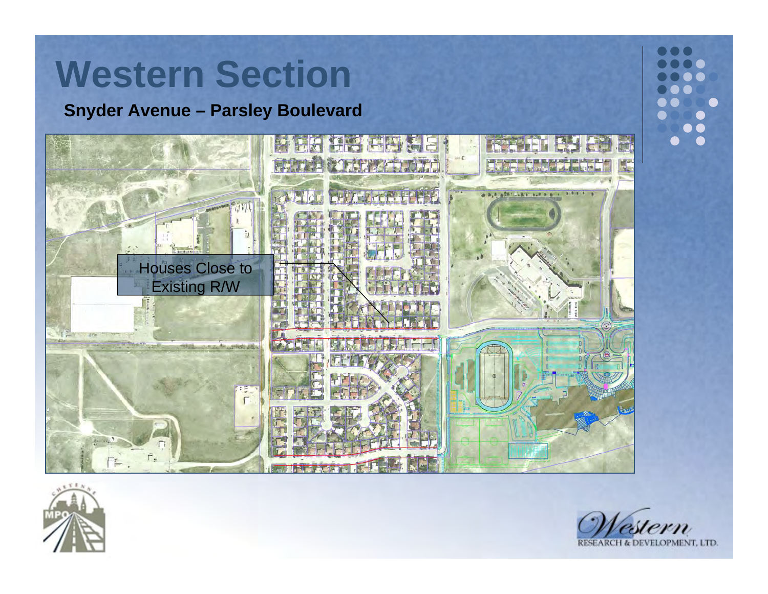# Western Section

**Snyder Avenue – Parsley Boulevard**

Houses Close to Existing R/W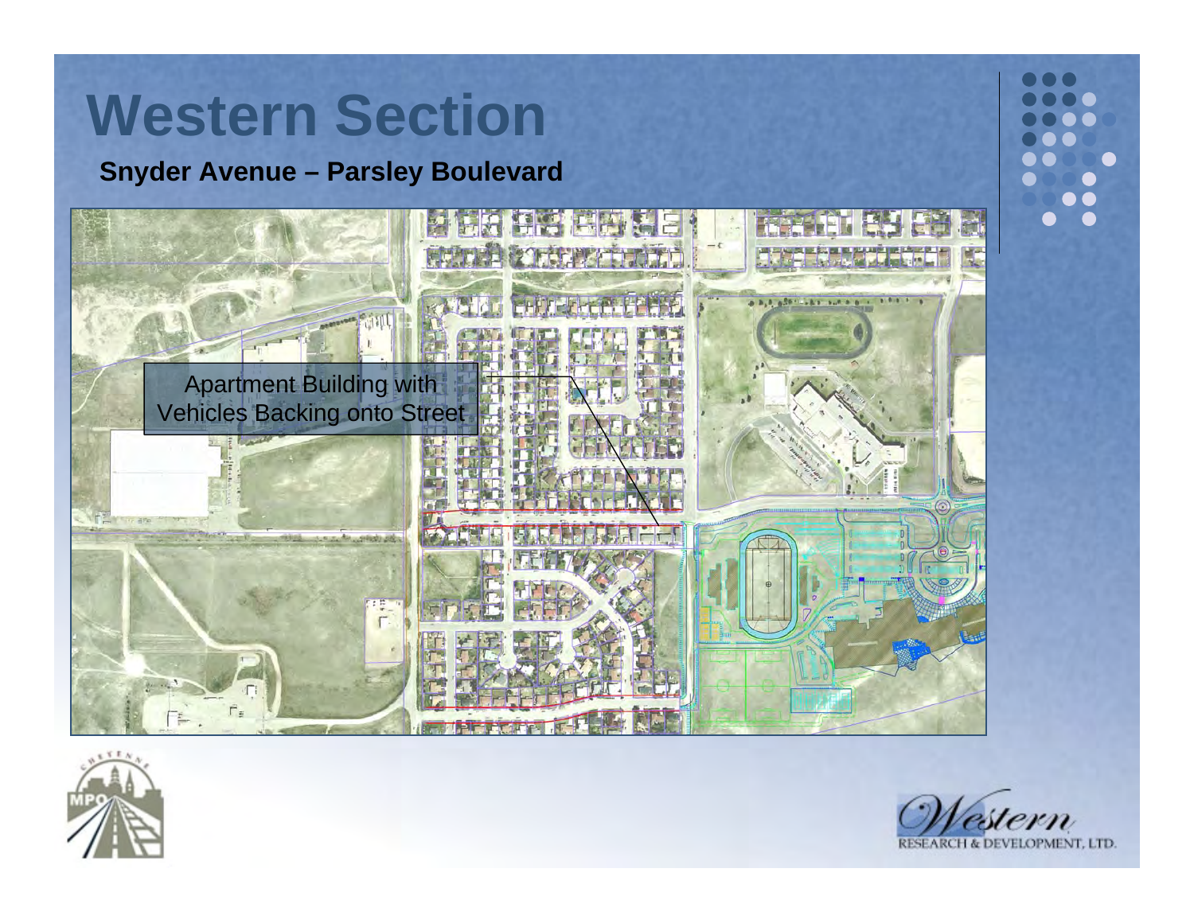# Western Section

**Snyder Avenue – Parsley Boulevard**

Apartment Building with Vehicles Backing onto Street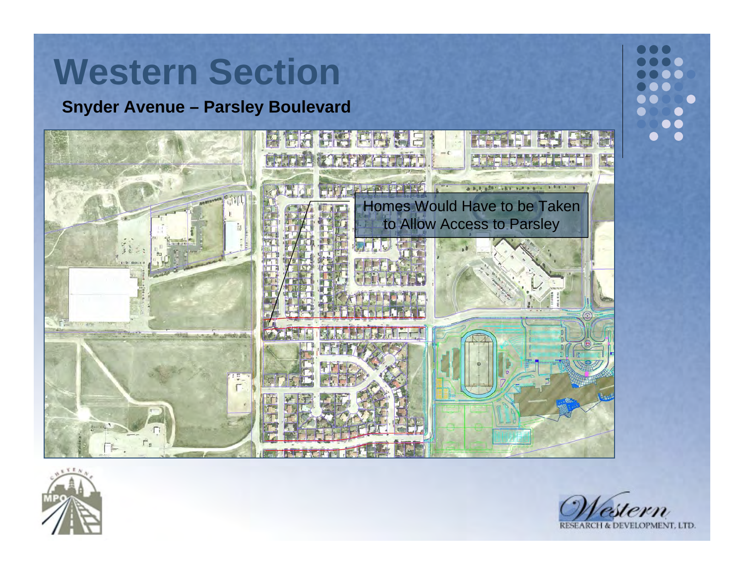# Western Section

**Snyder Avenue – Parsley Boulevard**

Homes Would Have to be Taken to Allow Access to Parsley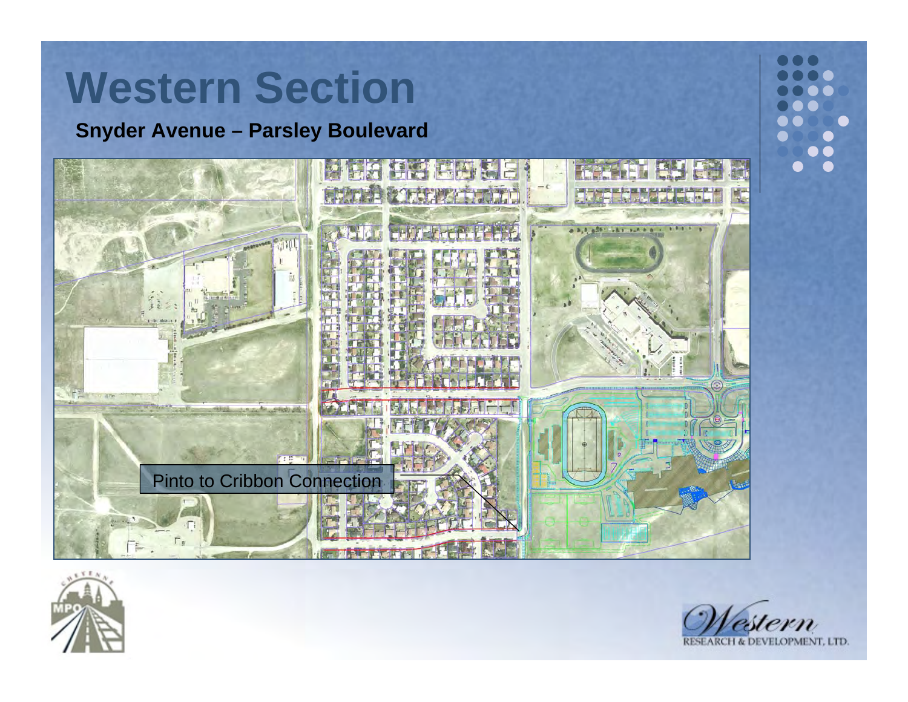# Western Section

**Snyder Avenue – Parsley Boulevard**

Pinto to Cribbon Connection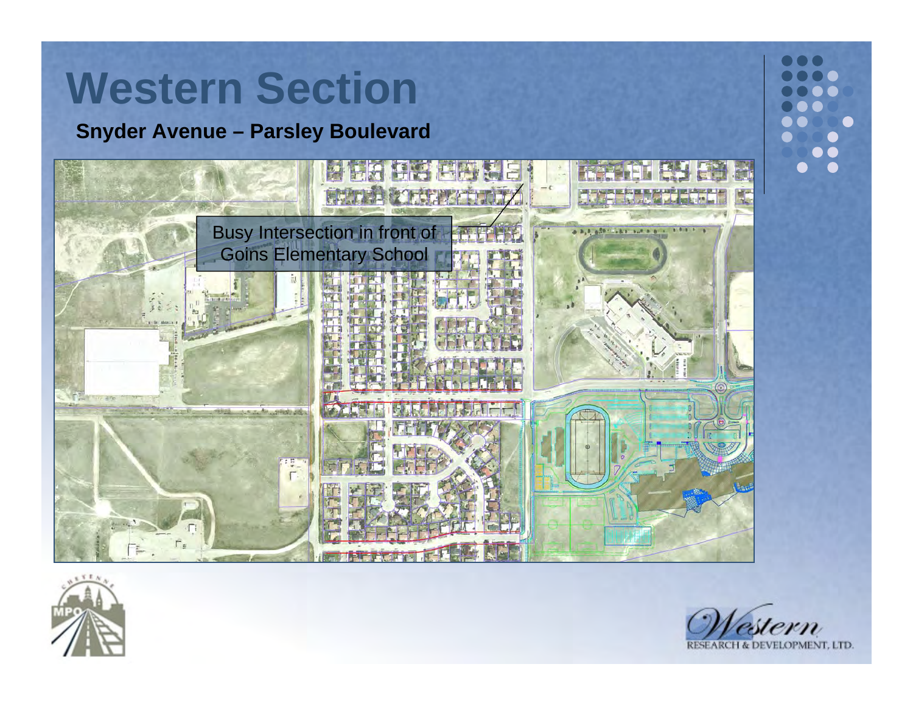# Western Section

**Snyder Avenue – Parsley Boulevard**

Busy Intersection in front of Goins Elementary School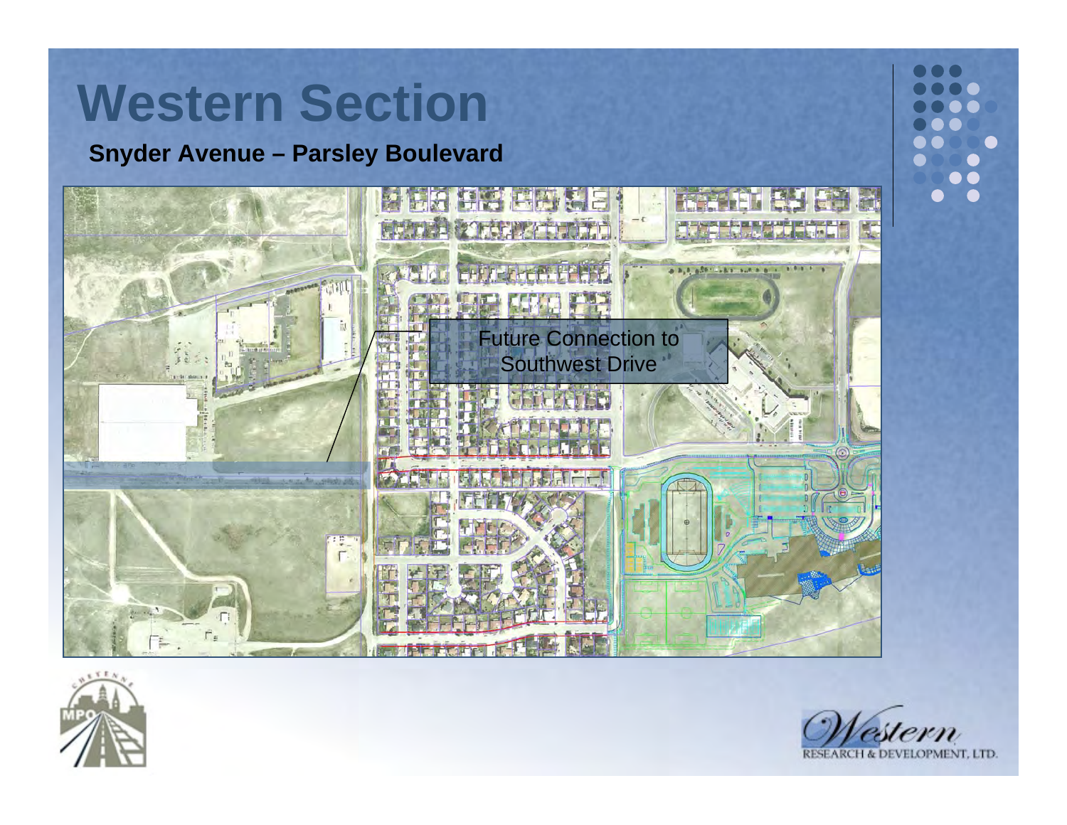# Western Section

**Snyder Avenue – Parsley Boulevard**

Future Connection to Southwest Drive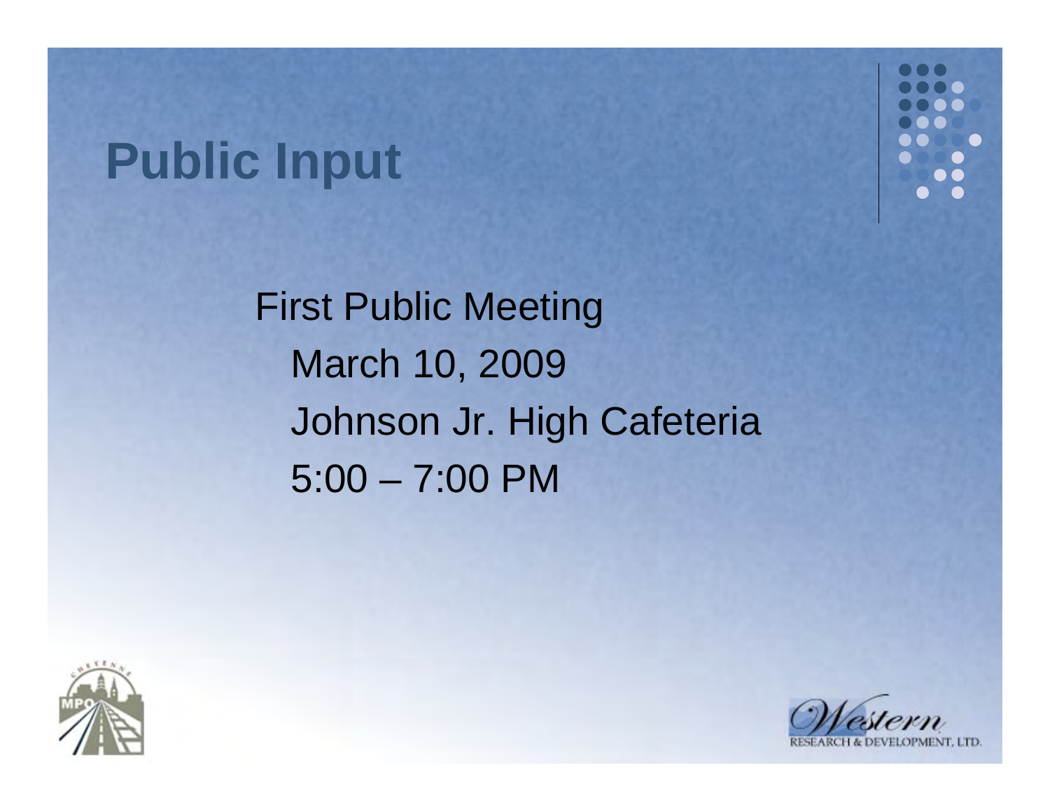# Public Input

First Public Meeting

March 10, 2009

Johnson Jr. High Cafeteria

5:00 – 7:00 PM